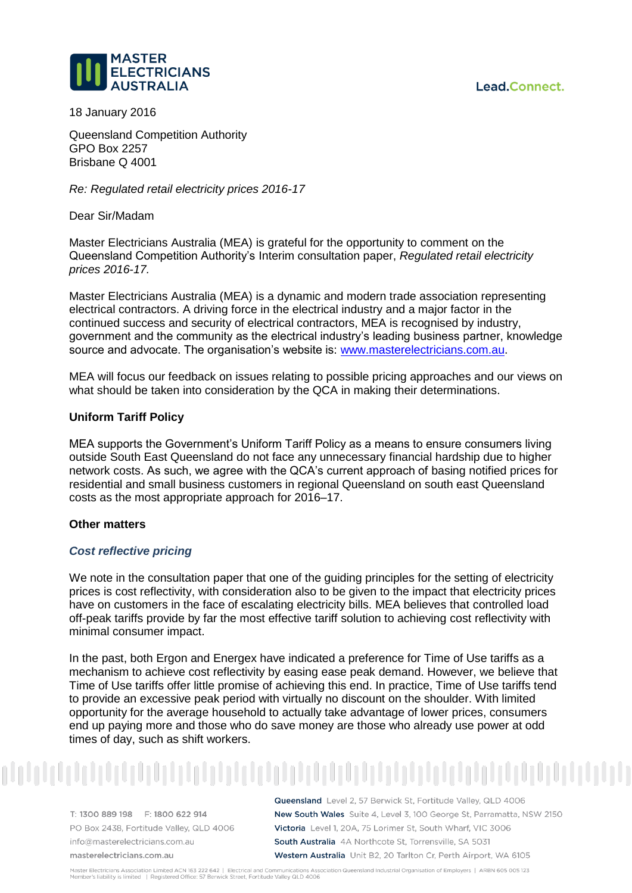18 January 2016

Queensland Competition Authority
GPO Box 2257
Brisbane Q 4001

*Re: Regulated retail electricity prices 2016-17*

Dear Sir/Madam

Master Electricians Australia (MEA) is grateful for the opportunity to comment on the Queensland Competition Authority's Interim consultation paper, *Regulated retail electricity prices 2016-17.*

Master Electricians Australia (MEA) is a dynamic and modern trade association representing electrical contractors. A driving force in the electrical industry and a major factor in the continued success and security of electrical contractors, MEA is recognised by industry, government and the community as the electrical industry's leading business partner, knowledge source and advocate. The organisation's website is: [www.masterelectricians.com.au](www.masterelectricians.com.au).

MEA will focus our feedback on issues relating to possible pricing approaches and our views on what should be taken into consideration by the QCA in making their determinations.

**Uniform Tariff Policy**

MEA supports the Government's Uniform Tariff Policy as a means to ensure consumers living outside South East Queensland do not face any unnecessary financial hardship due to higher network costs. As such, we agree with the QCA's current approach of basing notified prices for residential and small business customers in regional Queensland on south east Queensland costs as the most appropriate approach for 2016–17.

**Other matters**

***Cost reflective pricing***

We note in the consultation paper that one of the guiding principles for the setting of electricity prices is cost reflectivity, with consideration also to be given to the impact that electricity prices have on customers in the face of escalating electricity bills. MEA believes that controlled load off-peak tariffs provide by far the most effective tariff solution to achieving cost reflectivity with minimal consumer impact.

In the past, both Ergon and Energex have indicated a preference for Time of Use tariffs as a mechanism to achieve cost reflectivity by easing ease peak demand. However, we believe that Time of Use tariffs offer little promise of achieving this end. In practice, Time of Use tariffs tend to provide an excessive peak period with virtually no discount on the shoulder. With limited opportunity for the average household to actually take advantage of lower prices, consumers end up paying more and those who do save money are those who already use power at odd times of day, such as shift workers.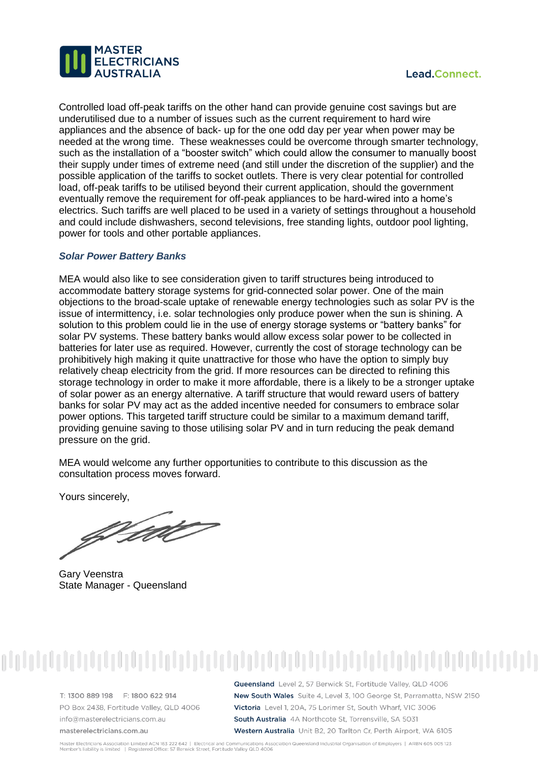Controlled load off-peak tariffs on the other hand can provide genuine cost savings but are underutilised due to a number of issues such as the current requirement to hard wire appliances and the absence of back- up for the one odd day per year when power may be needed at the wrong time. These weaknesses could be overcome through smarter technology, such as the installation of a "booster switch" which could allow the consumer to manually boost their supply under times of extreme need (and still under the discretion of the supplier) and the possible application of the tariffs to socket outlets. There is very clear potential for controlled load, off-peak tariffs to be utilised beyond their current application, should the government eventually remove the requirement for off-peak appliances to be hard-wired into a home's electrics. Such tariffs are well placed to be used in a variety of settings throughout a household and could include dishwashers, second televisions, free standing lights, outdoor pool lighting, power for tools and other portable appliances.

***Solar Power Battery Banks***

MEA would also like to see consideration given to tariff structures being introduced to accommodate battery storage systems for grid-connected solar power. One of the main objections to the broad-scale uptake of renewable energy technologies such as solar PV is the issue of intermittency, i.e. solar technologies only produce power when the sun is shining. A solution to this problem could lie in the use of energy storage systems or "battery banks" for solar PV systems. These battery banks would allow excess solar power to be collected in batteries for later use as required. However, currently the cost of storage technology can be prohibitively high making it quite unattractive for those who have the option to simply buy relatively cheap electricity from the grid. If more resources can be directed to refining this storage technology in order to make it more affordable, there is a likely to be a stronger uptake of solar power as an energy alternative. A tariff structure that would reward users of battery banks for solar PV may act as the added incentive needed for consumers to embrace solar power options. This targeted tariff structure could be similar to a maximum demand tariff, providing genuine saving to those utilising solar PV and in turn reducing the peak demand pressure on the grid.

MEA would welcome any further opportunities to contribute to this discussion as the consultation process moves forward.

Yours sincerely,

Gary Veenstra
State Manager - Queensland